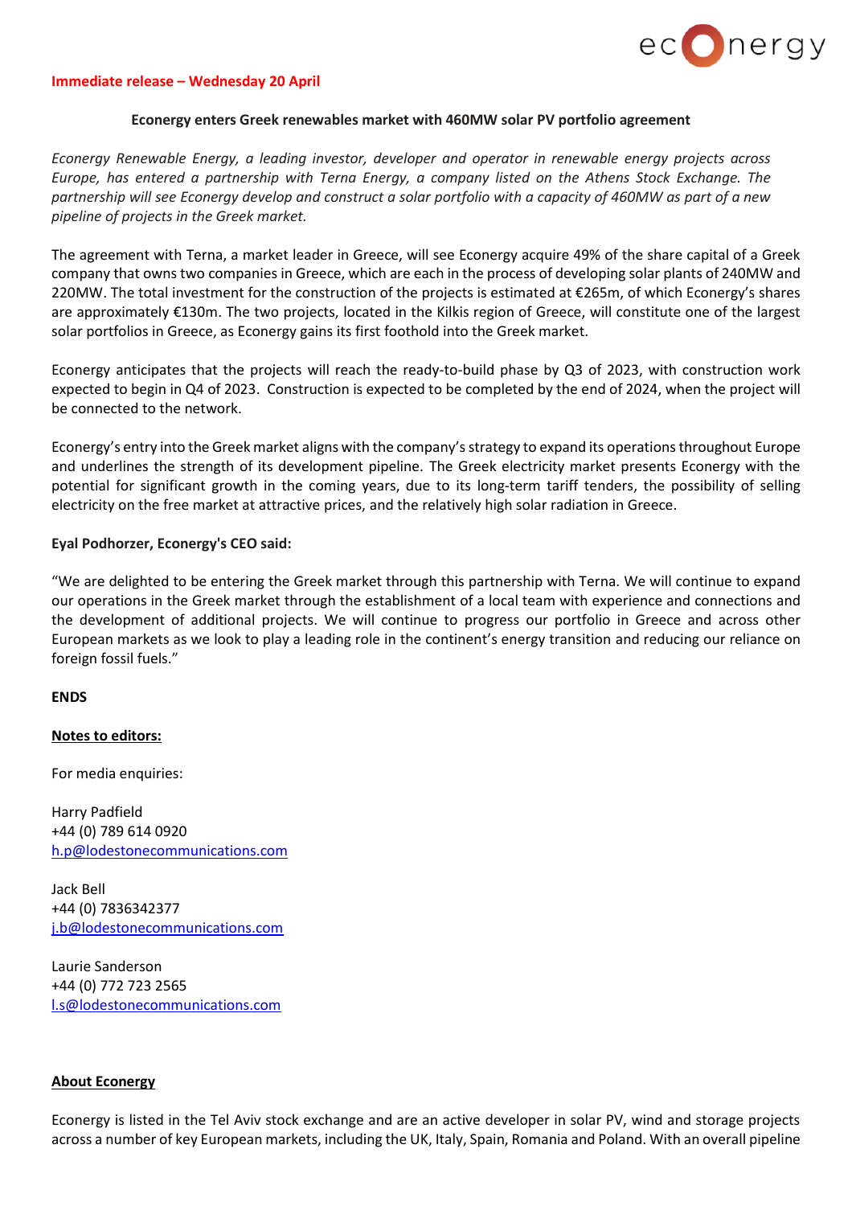**Immediate release – Wednesday 20 April**

## Econergy enters Greek renewables market with 460MW solar PV portfolio agreement

*Econergy Renewable Energy, a leading investor, developer and operator in renewable energy projects across Europe, has entered a partnership with Terna Energy, a company listed on the Athens Stock Exchange. The partnership will see Econergy develop and construct a solar portfolio with a capacity of 460MW as part of a new pipeline of projects in the Greek market.*

The agreement with Terna, a market leader in Greece, will see Econergy acquire 49% of the share capital of a Greek company that owns two companies in Greece, which are each in the process of developing solar plants of 240MW and 220MW. The total investment for the construction of the projects is estimated at €265m, of which Econergy's shares are approximately €130m. The two projects, located in the Kilkis region of Greece, will constitute one of the largest solar portfolios in Greece, as Econergy gains its first foothold into the Greek market.

Econergy anticipates that the projects will reach the ready-to-build phase by Q3 of 2023, with construction work expected to begin in Q4 of 2023. Construction is expected to be completed by the end of 2024, when the project will be connected to the network.

Econergy's entry into the Greek market aligns with the company's strategy to expand its operations throughout Europe and underlines the strength of its development pipeline. The Greek electricity market presents Econergy with the potential for significant growth in the coming years, due to its long-term tariff tenders, the possibility of selling electricity on the free market at attractive prices, and the relatively high solar radiation in Greece.

**Eyal Podhorzer, Econergy's CEO said:**

"We are delighted to be entering the Greek market through this partnership with Terna. We will continue to expand our operations in the Greek market through the establishment of a local team with experience and connections and the development of additional projects. We will continue to progress our portfolio in Greece and across other European markets as we look to play a leading role in the continent's energy transition and reducing our reliance on foreign fossil fuels."

**ENDS**

**Notes to editors:**

For media enquiries:

Harry Padfield
+44 (0) 789 614 0920
h.p@lodestonecommunications.com

Jack Bell
+44 (0) 7836342377
j.b@lodestonecommunications.com

Laurie Sanderson
+44 (0) 772 723 2565
l.s@lodestonecommunications.com

**About Econergy**

Econergy is listed in the Tel Aviv stock exchange and are an active developer in solar PV, wind and storage projects across a number of key European markets, including the UK, Italy, Spain, Romania and Poland. With an overall pipeline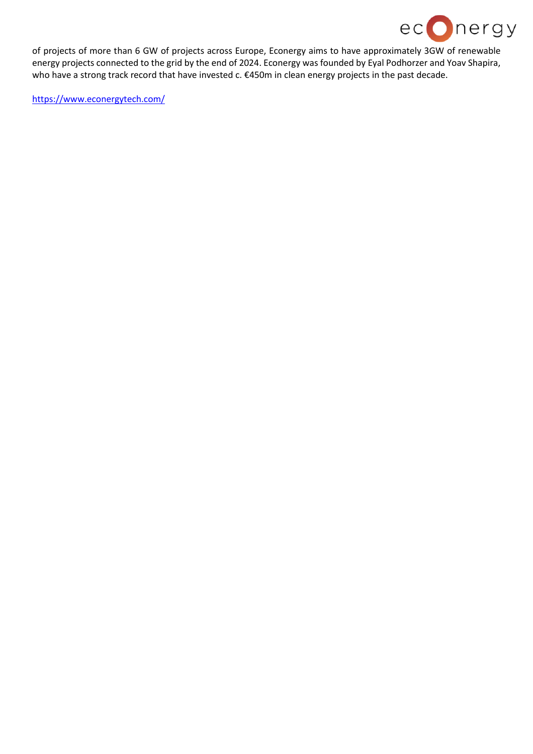of projects of more than 6 GW of projects across Europe, Econergy aims to have approximately 3GW of renewable energy projects connected to the grid by the end of 2024. Econergy was founded by Eyal Podhorzer and Yoav Shapira, who have a strong track record that have invested c. €450m in clean energy projects in the past decade.

https://www.econergytech.com/